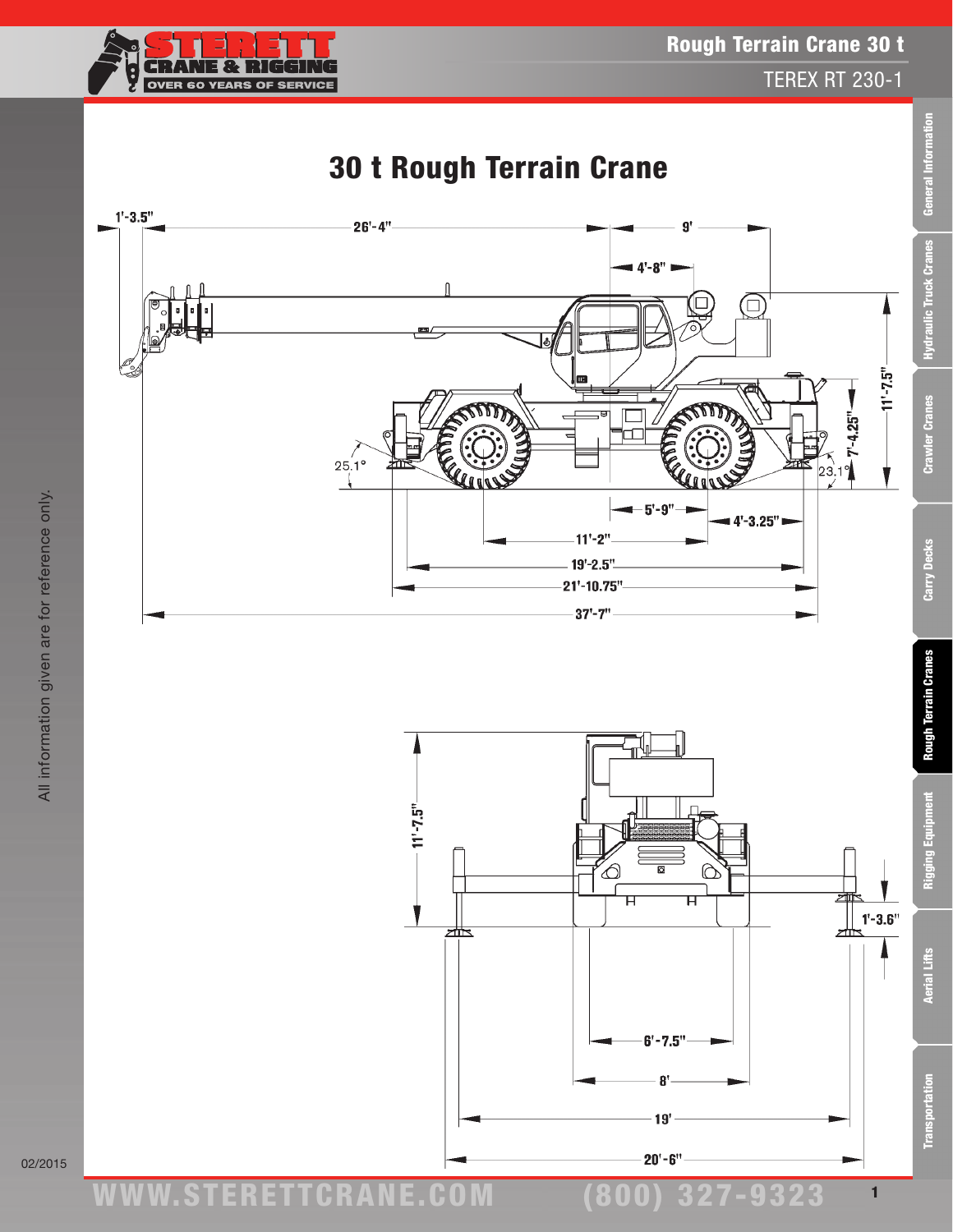# Rough Terrain Crane 30 t

TEREX RT 230-1

## 30 t Rough Terrain Crane

1'-3.5"

26'-4"

9'

4'-8"

11'-7.5"

7'-4.25"

25.1°

23.1°

5'-9"

4'-3.25"

11'-2"

19'-2.5"

21'-10.75"

37'-7"

11'-7.5"

1'-3.6"

6'-7.5"

8'

19'

20'-6"

All information given are for reference only.

02/2015

WWW.STERETTCRANE.COM (800) 327-9323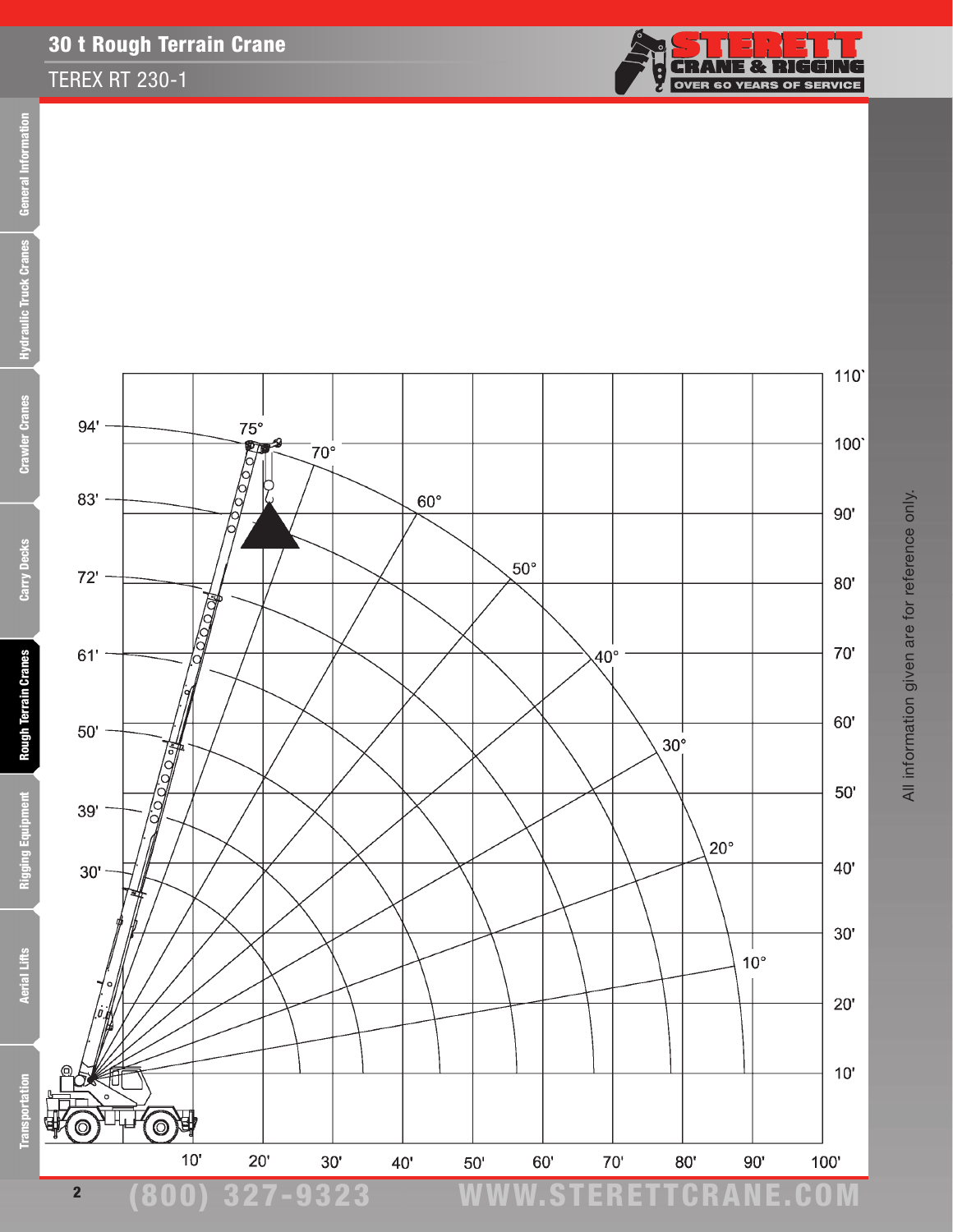# 30 t Rough Terrain Crane

## TEREX RT 230-1

All information given are for reference only.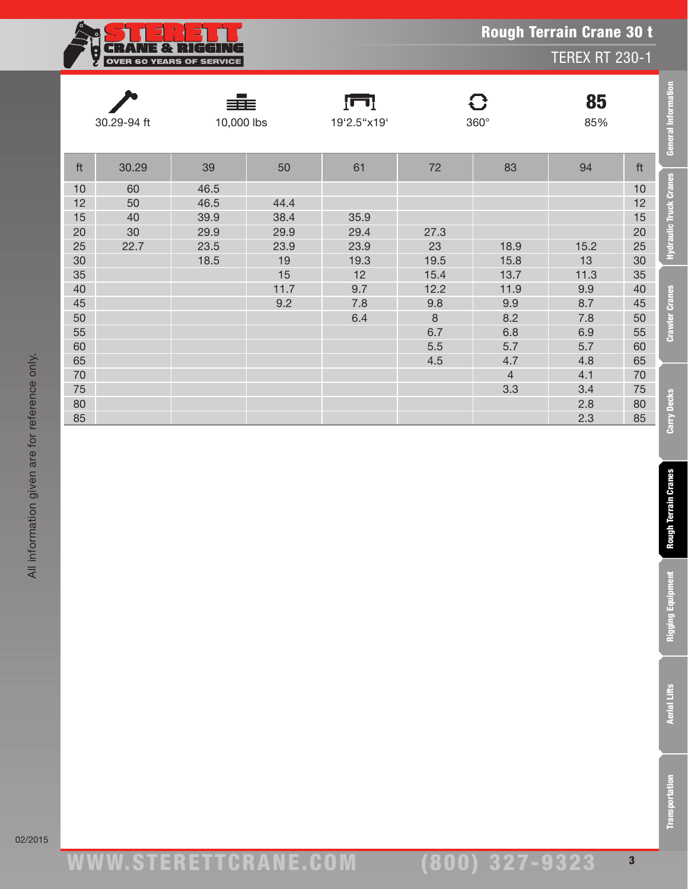# Rough Terrain Crane 30 t

## TEREX RT 230-1

| 30.29-94 ft | 10,000 lbs | 19'2.5"x19' | 360° | 85% |
|---|---|---|---|---|

| ft | 30.29 | 39 | 50 | 61 | 72 | 83 | 94 | ft |
|---|---|---|---|---|---|---|---|---|
| 10 | 60 | 46.5 | | | | | | 10 |
| 12 | 50 | 46.5 | 44.4 | | | | | 12 |
| 15 | 40 | 39.9 | 38.4 | 35.9 | | | | 15 |
| 20 | 30 | 29.9 | 29.9 | 29.4 | 27.3 | | | 20 |
| 25 | 22.7 | 23.5 | 23.9 | 23.9 | 23 | 18.9 | 15.2 | 25 |
| 30 | | 18.5 | 19 | 19.3 | 19.5 | 15.8 | 13 | 30 |
| 35 | | | 15 | 12 | 15.4 | 13.7 | 11.3 | 35 |
| 40 | | | 11.7 | 9.7 | 12.2 | 11.9 | 9.9 | 40 |
| 45 | | | 9.2 | 7.8 | 9.8 | 9.9 | 8.7 | 45 |
| 50 | | | | 6.4 | 8 | 8.2 | 7.8 | 50 |
| 55 | | | | | 6.7 | 6.8 | 6.9 | 55 |
| 60 | | | | | 5.5 | 5.7 | 5.7 | 60 |
| 65 | | | | | 4.5 | 4.7 | 4.8 | 65 |
| 70 | | | | | | 4 | 4.1 | 70 |
| 75 | | | | | | 3.3 | 3.4 | 75 |
| 80 | | | | | | | 2.8 | 80 |
| 85 | | | | | | | 2.3 | 85 |

All information given are for reference only.

02/2015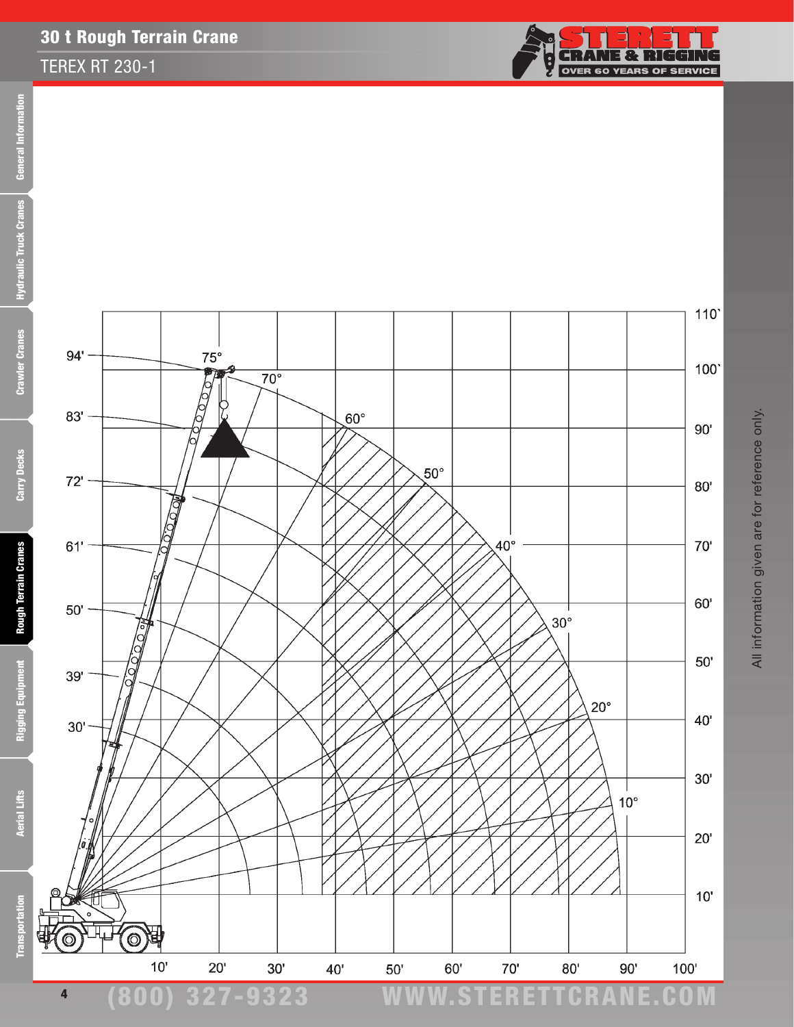# 30 t Rough Terrain Crane

## TEREX RT 230-1

All information given are for reference only.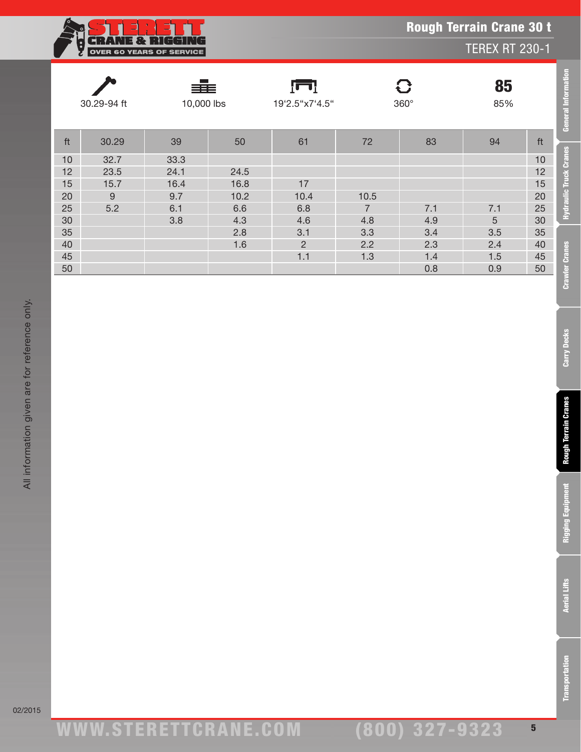# Rough Terrain Crane 30 t

## TEREX RT 230-1

| 30.29-94 ft | 10,000 lbs | 19‘2.5“x7‘4.5“ | 360° | 85% |
|---|---|---|---|---|

| ft | 30.29 | 39 | 50 | 61 | 72 | 83 | 94 | ft |
|---|---|---|---|---|---|---|---|---|
| 10 | 32.7 | 33.3 | | | | | | 10 |
| 12 | 23.5 | 24.1 | 24.5 | | | | | 12 |
| 15 | 15.7 | 16.4 | 16.8 | 17 | | | | 15 |
| 20 | 9 | 9.7 | 10.2 | 10.4 | 10.5 | | | 20 |
| 25 | 5.2 | 6.1 | 6.6 | 6.8 | 7 | 7.1 | 7.1 | 25 |
| 30 | | 3.8 | 4.3 | 4.6 | 4.8 | 4.9 | 5 | 30 |
| 35 | | | 2.8 | 3.1 | 3.3 | 3.4 | 3.5 | 35 |
| 40 | | | 1.6 | 2 | 2.2 | 2.3 | 2.4 | 40 |
| 45 | | | | 1.1 | 1.3 | 1.4 | 1.5 | 45 |
| 50 | | | | | | 0.8 | 0.9 | 50 |

All information given are for reference only.

02/2015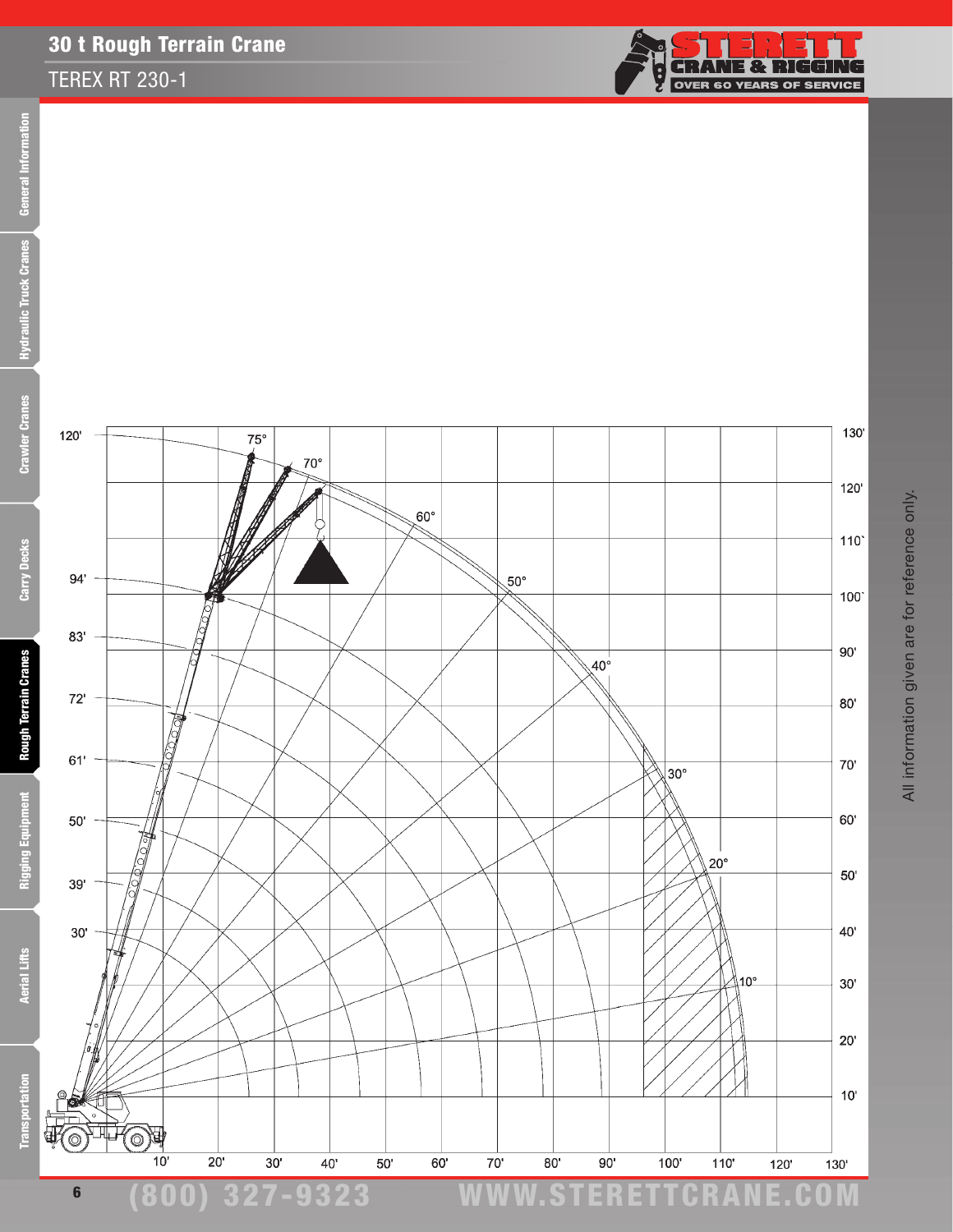# 30 t Rough Terrain Crane

## TEREX RT 230-1

120'
94'
83'
72'
61'
50'
39'
30'

75°
70°
60°
50°
40°
30°
20°
10°

130'
120'
110`
100`
90'
80'
70'
60'
50'
40'
30'
20'
10'

10' 20' 30' 40' 50' 60' 70' 80' 90' 100' 110' 120' 130'

All information given are for reference only.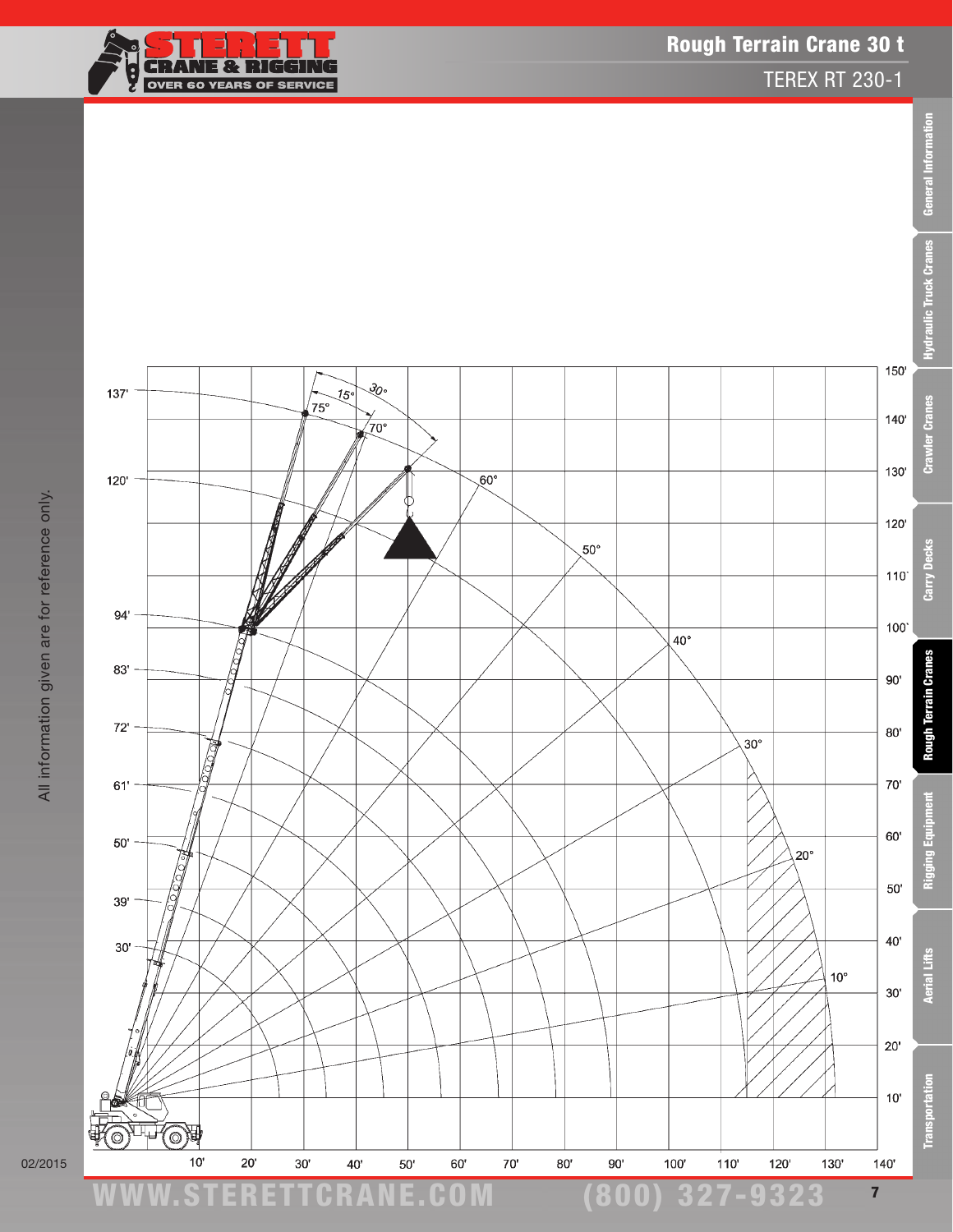# Rough Terrain Crane 30 t

## TEREX RT 230-1

All information given are for reference only.

137'
120'
94'
83'
72'
61'
50'
39'
30'

15°
30°
75°
70°
60°
50°
40°
30°
20°
10°

150'
140'
130'
120'
110'
100'
90'
80'
70'
60'
50'
40'
30'
20'
10'

10' 20' 30' 40' 50' 60' 70' 80' 90' 100' 110' 120' 130' 140'

02/2015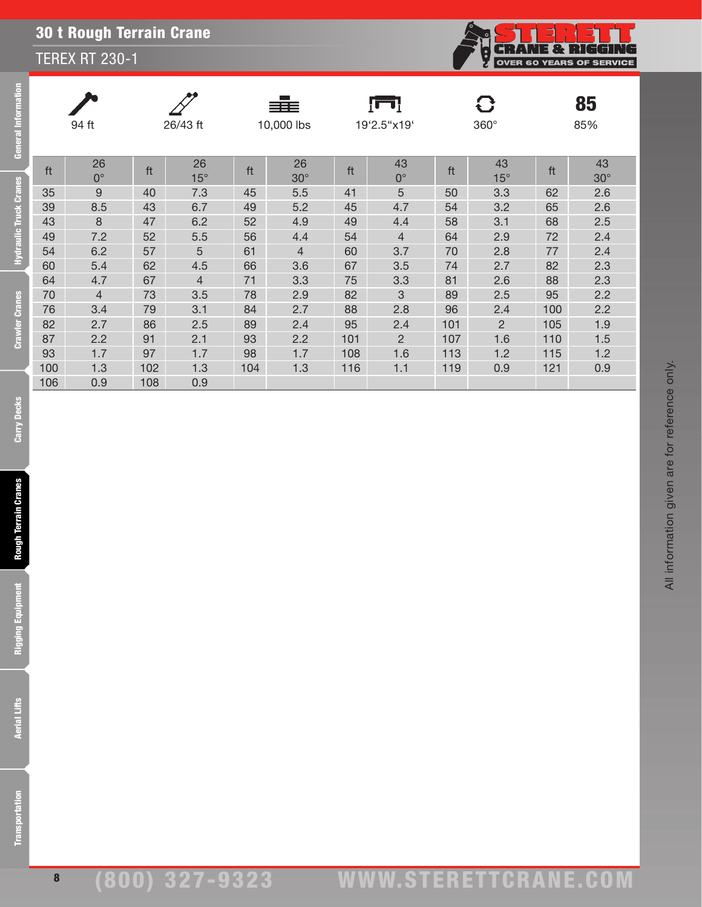# 30 t Rough Terrain Crane

## TEREX RT 230-1

| | | | | | |
|---|---|---|---|---|---|
| 94 ft | 26/43 ft | 10,000 lbs | 19'2.5"x19' | 360° | 85% |

| ft | 26 0° | ft | 26 15° | ft | 26 30° | ft | 43 0° | ft | 43 15° | ft | 43 30° |
|---|---|---|---|---|---|---|---|---|---|---|---|
| 35 | 9 | 40 | 7.3 | 45 | 5.5 | 41 | 5 | 50 | 3.3 | 62 | 2.6 |
| 39 | 8.5 | 43 | 6.7 | 49 | 5.2 | 45 | 4.7 | 54 | 3.2 | 65 | 2.6 |
| 43 | 8 | 47 | 6.2 | 52 | 4.9 | 49 | 4.4 | 58 | 3.1 | 68 | 2.5 |
| 49 | 7.2 | 52 | 5.5 | 56 | 4.4 | 54 | 4 | 64 | 2.9 | 72 | 2.4 |
| 54 | 6.2 | 57 | 5 | 61 | 4 | 60 | 3.7 | 70 | 2.8 | 77 | 2.4 |
| 60 | 5.4 | 62 | 4.5 | 66 | 3.6 | 67 | 3.5 | 74 | 2.7 | 82 | 2.3 |
| 64 | 4.7 | 67 | 4 | 71 | 3.3 | 75 | 3.3 | 81 | 2.6 | 88 | 2.3 |
| 70 | 4 | 73 | 3.5 | 78 | 2.9 | 82 | 3 | 89 | 2.5 | 95 | 2.2 |
| 76 | 3.4 | 79 | 3.1 | 84 | 2.7 | 88 | 2.8 | 96 | 2.4 | 100 | 2.2 |
| 82 | 2.7 | 86 | 2.5 | 89 | 2.4 | 95 | 2.4 | 101 | 2 | 105 | 1.9 |
| 87 | 2.2 | 91 | 2.1 | 93 | 2.2 | 101 | 2 | 107 | 1.6 | 110 | 1.5 |
| 93 | 1.7 | 97 | 1.7 | 98 | 1.7 | 108 | 1.6 | 113 | 1.2 | 115 | 1.2 |
| 100 | 1.3 | 102 | 1.3 | 104 | 1.3 | 116 | 1.1 | 119 | 0.9 | 121 | 0.9 |
| 106 | 0.9 | 108 | 0.9 | | | | | | | | |

All information given are for reference only.